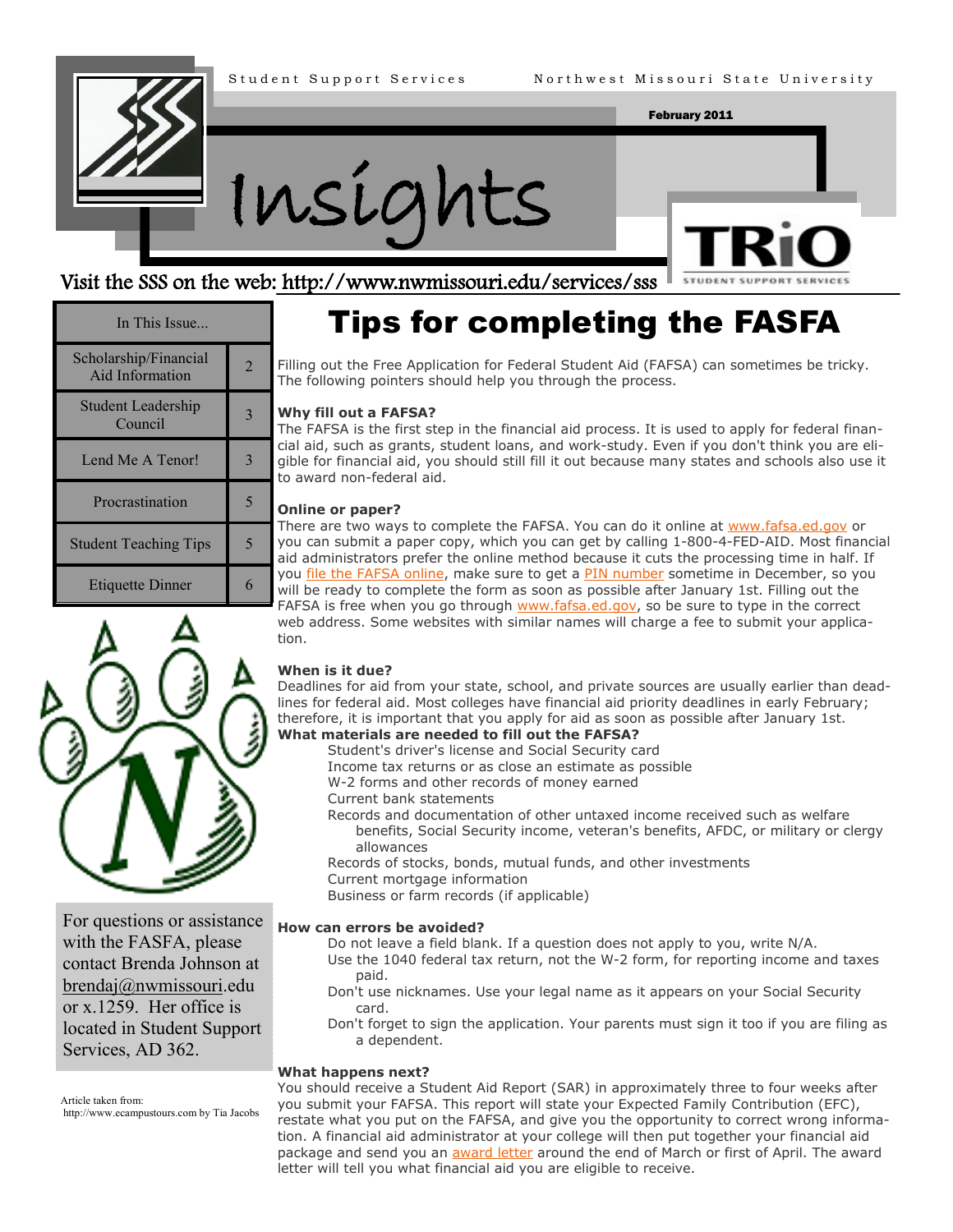Student Support Services — Northwest Missouri State University

February 2011

# Insights

Visit the SSS on the web: http://www.nwmissouri.edu/services/sss

TRiO STUDENT SUPPORT SERVICES

| In This Issue... | |
|---|---|
| Scholarship/Financial Aid Information | 2 |
| Student Leadership Council | 3 |
| Lend Me A Tenor! | 3 |
| Procrastination | 5 |
| Student Teaching Tips | 5 |
| Etiquette Dinner | 6 |

For questions or assistance with the FASFA, please contact Brenda Johnson at brendaj@nwmissouri.edu or x.1259. Her office is located in Student Support Services, AD 362.

Article taken from: http://www.ecampustours.com by Tia Jacobs

# Tips for completing the FASFA

Filling out the Free Application for Federal Student Aid (FAFSA) can sometimes be tricky. The following pointers should help you through the process.

**Why fill out a FAFSA?**

The FAFSA is the first step in the financial aid process. It is used to apply for federal financial aid, such as grants, student loans, and work-study. Even if you don't think you are eligible for financial aid, you should still fill it out because many states and schools also use it to award non-federal aid.

**Online or paper?**

There are two ways to complete the FAFSA. You can do it online at www.fafsa.ed.gov or you can submit a paper copy, which you can get by calling 1-800-4-FED-AID. Most financial aid administrators prefer the online method because it cuts the processing time in half. If you file the FAFSA online, make sure to get a PIN number sometime in December, so you will be ready to complete the form as soon as possible after January 1st. Filling out the FAFSA is free when you go through www.fafsa.ed.gov, so be sure to type in the correct web address. Some websites with similar names will charge a fee to submit your application.

**When is it due?**

Deadlines for aid from your state, school, and private sources are usually earlier than deadlines for federal aid. Most colleges have financial aid priority deadlines in early February; therefore, it is important that you apply for aid as soon as possible after January 1st.

**What materials are needed to fill out the FAFSA?**

- Student's driver's license and Social Security card
- Income tax returns or as close an estimate as possible
- W-2 forms and other records of money earned
- Current bank statements
- Records and documentation of other untaxed income received such as welfare benefits, Social Security income, veteran's benefits, AFDC, or military or clergy allowances
- Records of stocks, bonds, mutual funds, and other investments
- Current mortgage information
- Business or farm records (if applicable)

**How can errors be avoided?**

- Do not leave a field blank. If a question does not apply to you, write N/A.
- Use the 1040 federal tax return, not the W-2 form, for reporting income and taxes paid.
- Don't use nicknames. Use your legal name as it appears on your Social Security card.
- Don't forget to sign the application. Your parents must sign it too if you are filing as a dependent.

**What happens next?**

You should receive a Student Aid Report (SAR) in approximately three to four weeks after you submit your FAFSA. This report will state your Expected Family Contribution (EFC), restate what you put on the FAFSA, and give you the opportunity to correct wrong information. A financial aid administrator at your college will then put together your financial aid package and send you an award letter around the end of March or first of April. The award letter will tell you what financial aid you are eligible to receive.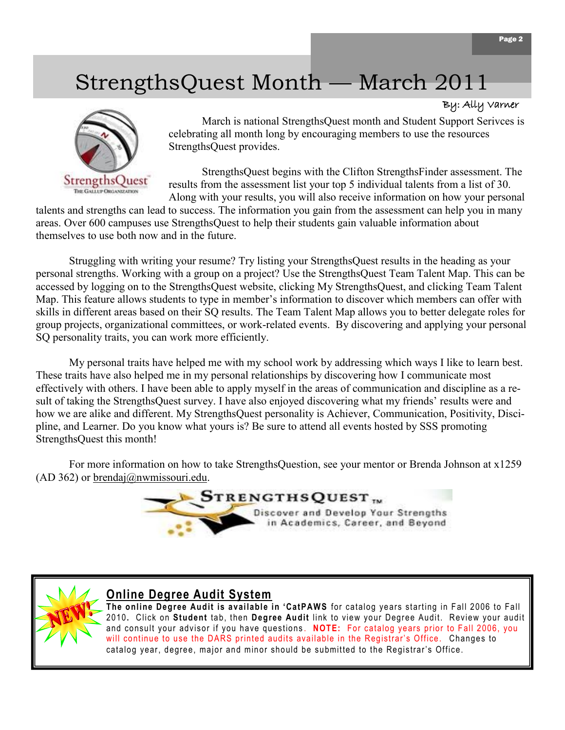# StrengthsQuest Month — March 2011

By: Ally Varner

March is national StrengthsQuest month and Student Support Serivces is celebrating all month long by encouraging members to use the resources StrengthsQuest provides.

StrengthsQuest begins with the Clifton StrengthsFinder assessment. The results from the assessment list your top 5 individual talents from a list of 30. Along with your results, you will also receive information on how your personal talents and strengths can lead to success. The information you gain from the assessment can help you in many areas. Over 600 campuses use StrengthsQuest to help their students gain valuable information about themselves to use both now and in the future.

Struggling with writing your resume? Try listing your StrengthsQuest results in the heading as your personal strengths. Working with a group on a project? Use the StrengthsQuest Team Talent Map. This can be accessed by logging on to the StrengthsQuest website, clicking My StrengthsQuest, and clicking Team Talent Map. This feature allows students to type in member's information to discover which members can offer with skills in different areas based on their SQ results. The Team Talent Map allows you to better delegate roles for group projects, organizational committees, or work-related events. By discovering and applying your personal SQ personality traits, you can work more efficiently.

My personal traits have helped me with my school work by addressing which ways I like to learn best. These traits have also helped me in my personal relationships by discovering how I communicate most effectively with others. I have been able to apply myself in the areas of communication and discipline as a result of taking the StrengthsQuest survey. I have also enjoyed discovering what my friends' results were and how we are alike and different. My StrengthsQuest personality is Achiever, Communication, Positivity, Discipline, and Learner. Do you know what yours is? Be sure to attend all events hosted by SSS promoting StrengthsQuest this month!

For more information on how to take StrengthsQuestion, see your mentor or Brenda Johnson at x1259 (AD 362) or brendaj@nwmissouri.edu.

STRENGTHSQUEST™

Discover and Develop Your Strengths in Academics, Career, and Beyond

---

NEW!

## Online Degree Audit System

**The online Degree Audit is available in 'CatPAWS** for catalog years starting in Fall 2006 to Fall 2010**.** Click on **Student** tab, then **Degree Audit** link to view your Degree Audit. Review your audit and consult your advisor if you have questions. **NOTE:** For catalog years prior to Fall 2006, you will continue to use the DARS printed audits available in the Registrar's Office. Changes to catalog year, degree, major and minor should be submitted to the Registrar's Office.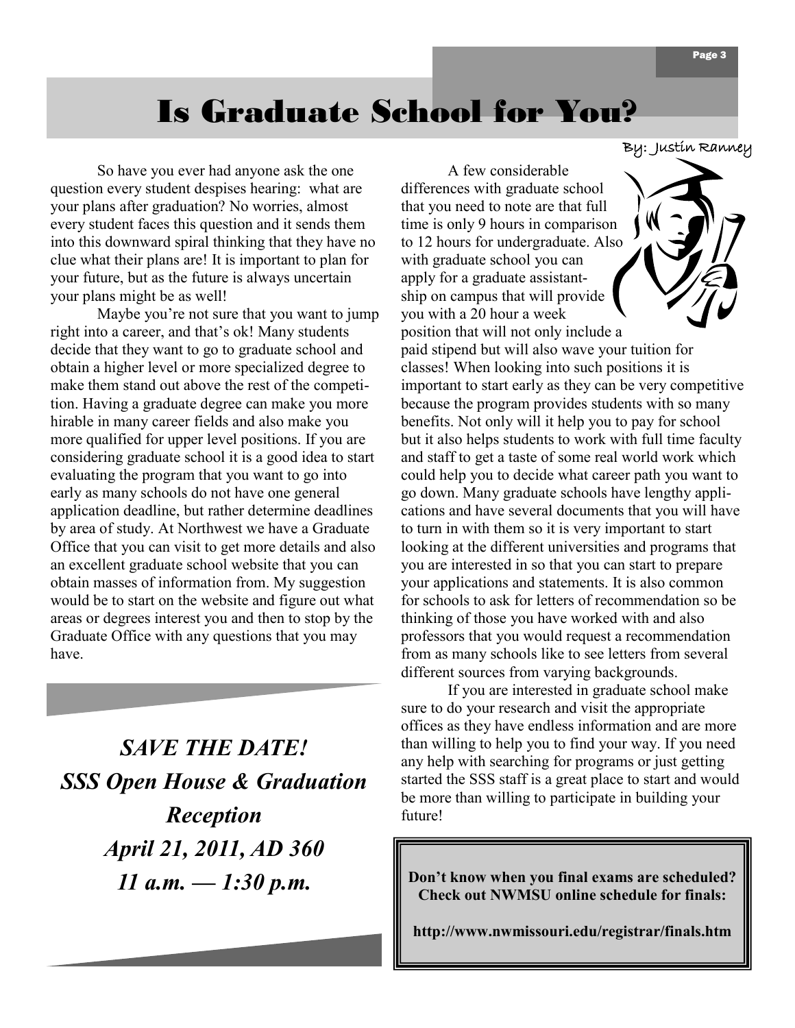# Is Graduate School for You?

By: Justin Ranney

So have you ever had anyone ask the one question every student despises hearing: what are your plans after graduation? No worries, almost every student faces this question and it sends them into this downward spiral thinking that they have no clue what their plans are! It is important to plan for your future, but as the future is always uncertain your plans might be as well!

Maybe you're not sure that you want to jump right into a career, and that's ok! Many students decide that they want to go to graduate school and obtain a higher level or more specialized degree to make them stand out above the rest of the competition. Having a graduate degree can make you more hirable in many career fields and also make you more qualified for upper level positions. If you are considering graduate school it is a good idea to start evaluating the program that you want to go into early as many schools do not have one general application deadline, but rather determine deadlines by area of study. At Northwest we have a Graduate Office that you can visit to get more details and also an excellent graduate school website that you can obtain masses of information from. My suggestion would be to start on the website and figure out what areas or degrees interest you and then to stop by the Graduate Office with any questions that you may have.

A few considerable differences with graduate school that you need to note are that full time is only 9 hours in comparison to 12 hours for undergraduate. Also with graduate school you can apply for a graduate assistantship on campus that will provide you with a 20 hour a week position that will not only include a paid stipend but will also wave your tuition for classes! When looking into such positions it is important to start early as they can be very competitive because the program provides students with so many benefits. Not only will it help you to pay for school but it also helps students to work with full time faculty and staff to get a taste of some real world work which could help you to decide what career path you want to go down. Many graduate schools have lengthy applications and have several documents that you will have to turn in with them so it is very important to start looking at the different universities and programs that you are interested in so that you can start to prepare your applications and statements. It is also common for schools to ask for letters of recommendation so be thinking of those you have worked with and also professors that you would request a recommendation from as many schools like to see letters from several different sources from varying backgrounds.

If you are interested in graduate school make sure to do your research and visit the appropriate offices as they have endless information and are more than willing to help you to find your way. If you need any help with searching for programs or just getting started the SSS staff is a great place to start and would be more than willing to participate in building your future!

***SAVE THE DATE!***
***SSS Open House & Graduation Reception***
***April 21, 2011, AD 360***
***11 a.m. — 1:30 p.m.***

**Don't know when you final exams are scheduled? Check out NWMSU online schedule for finals:**

**http://www.nwmissouri.edu/registrar/finals.htm**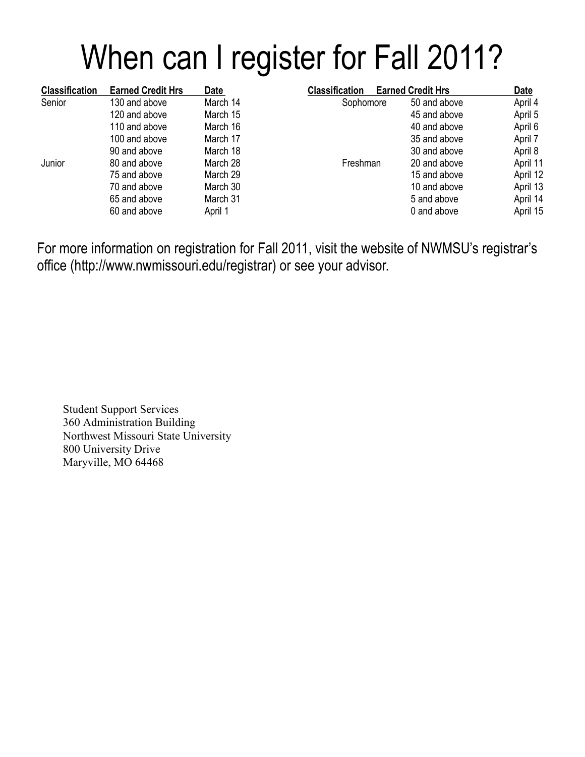# When can I register for Fall 2011?

| Classification | Earned Credit Hrs | Date | Classification | Earned Credit Hrs | Date |
|---|---|---|---|---|---|
| Senior | 130 and above | March 14 | Sophomore | 50 and above | April 4 |
| | 120 and above | March 15 | | 45 and above | April 5 |
| | 110 and above | March 16 | | 40 and above | April 6 |
| | 100 and above | March 17 | | 35 and above | April 7 |
| | 90 and above | March 18 | | 30 and above | April 8 |
| Junior | 80 and above | March 28 | Freshman | 20 and above | April 11 |
| | 75 and above | March 29 | | 15 and above | April 12 |
| | 70 and above | March 30 | | 10 and above | April 13 |
| | 65 and above | March 31 | | 5 and above | April 14 |
| | 60 and above | April 1 | | 0 and above | April 15 |

For more information on registration for Fall 2011, visit the website of NWMSU's registrar's office (http://www.nwmissouri.edu/registrar) or see your advisor.

Student Support Services
360 Administration Building
Northwest Missouri State University
800 University Drive
Maryville, MO 64468